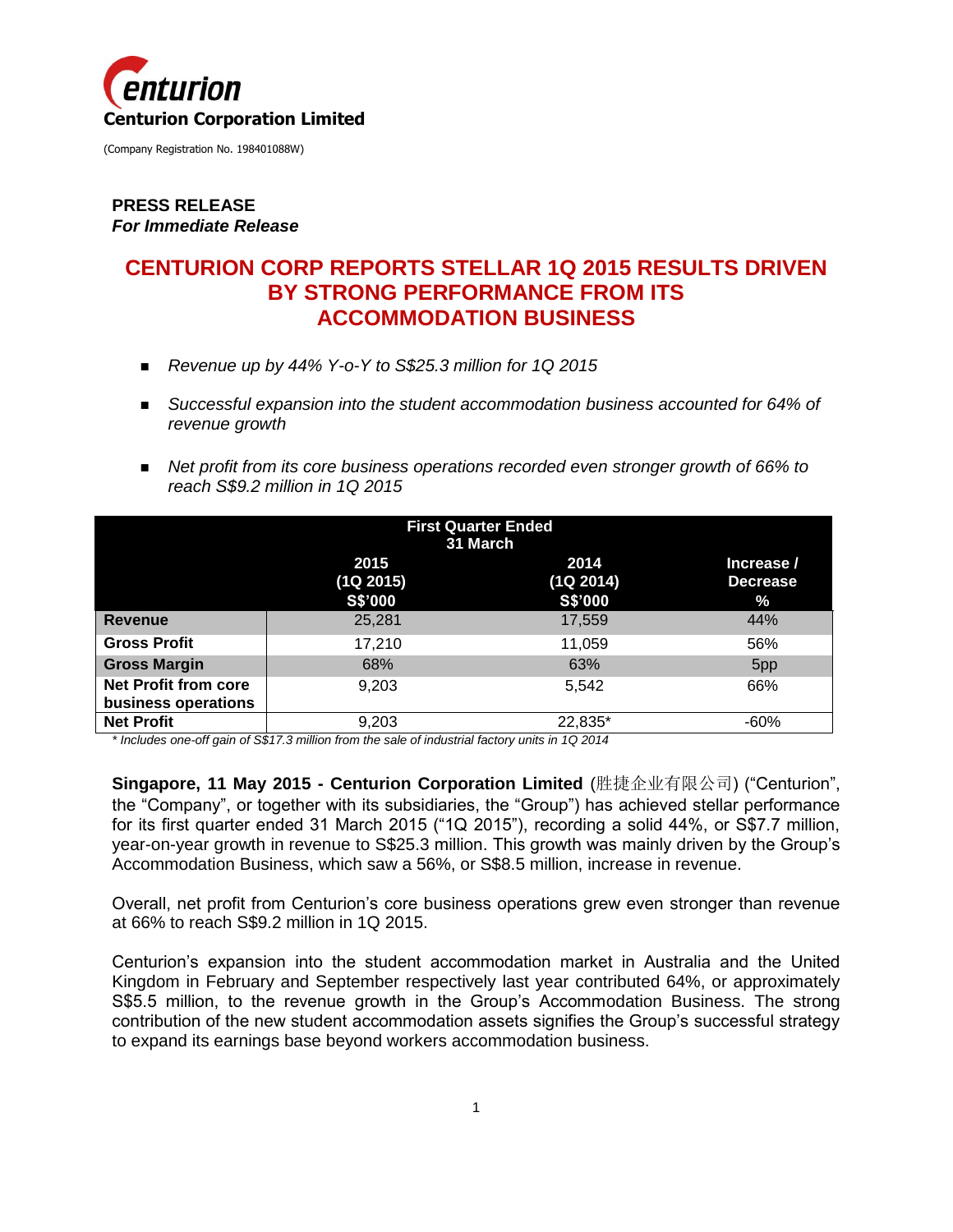**Centurion Corporation Limited**

(Company Registration No. 198401088W)

**PRESS RELEASE**
***For Immediate Release***

# CENTURION CORP REPORTS STELLAR 1Q 2015 RESULTS DRIVEN BY STRONG PERFORMANCE FROM ITS ACCOMMODATION BUSINESS

- *Revenue up by 44% Y-o-Y to S$25.3 million for 1Q 2015*
- *Successful expansion into the student accommodation business accounted for 64% of revenue growth*
- *Net profit from its core business operations recorded even stronger growth of 66% to reach S$9.2 million in 1Q 2015*

| | First Quarter Ended 31 March | | |
|---|---|---|---|
| | 2015 (1Q 2015) S$'000 | 2014 (1Q 2014) S$'000 | Increase / Decrease % |
| **Revenue** | 25,281 | 17,559 | 44% |
| **Gross Profit** | 17,210 | 11,059 | 56% |
| **Gross Margin** | 68% | 63% | 5pp |
| **Net Profit from core business operations** | 9,203 | 5,542 | 66% |
| **Net Profit** | 9,203 | 22,835* | -60% |

*\* Includes one-off gain of S$17.3 million from the sale of industrial factory units in 1Q 2014*

**Singapore, 11 May 2015 - Centurion Corporation Limited** (胜捷企业有限公司) ("Centurion", the "Company", or together with its subsidiaries, the "Group") has achieved stellar performance for its first quarter ended 31 March 2015 ("1Q 2015"), recording a solid 44%, or S$7.7 million, year-on-year growth in revenue to S$25.3 million. This growth was mainly driven by the Group's Accommodation Business, which saw a 56%, or S$8.5 million, increase in revenue.

Overall, net profit from Centurion's core business operations grew even stronger than revenue at 66% to reach S$9.2 million in 1Q 2015.

Centurion's expansion into the student accommodation market in Australia and the United Kingdom in February and September respectively last year contributed 64%, or approximately S$5.5 million, to the revenue growth in the Group's Accommodation Business. The strong contribution of the new student accommodation assets signifies the Group's successful strategy to expand its earnings base beyond workers accommodation business.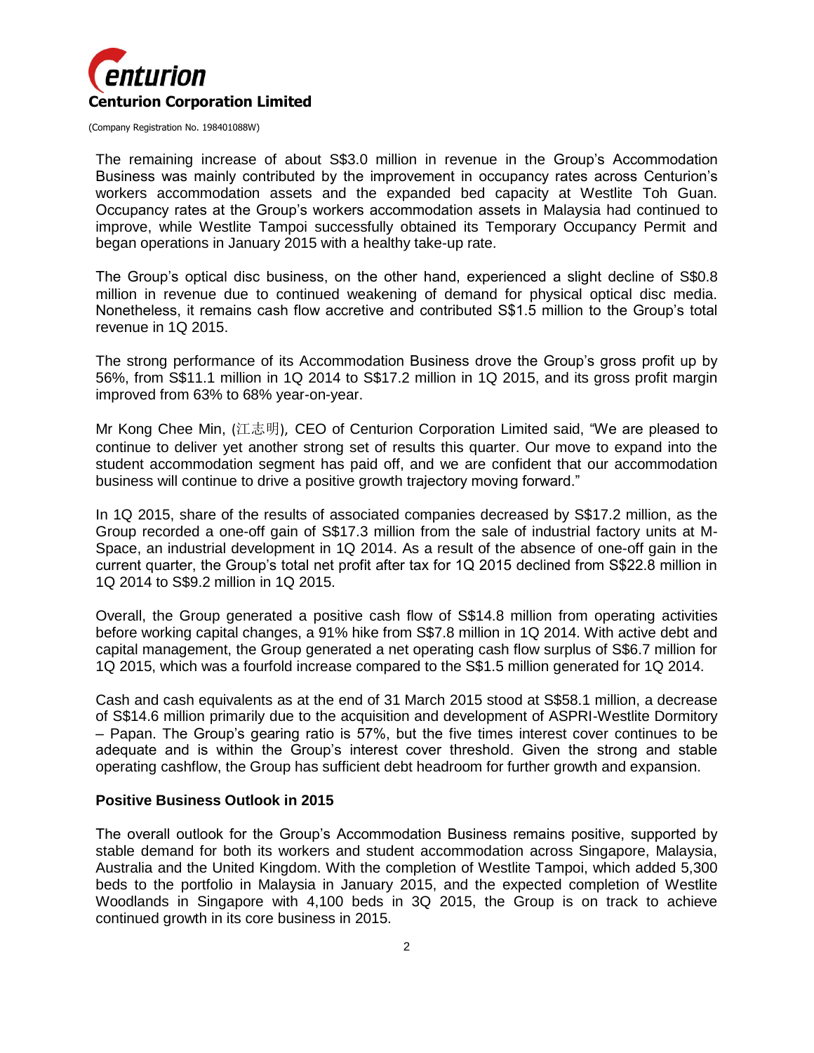The remaining increase of about S$3.0 million in revenue in the Group's Accommodation Business was mainly contributed by the improvement in occupancy rates across Centurion's workers accommodation assets and the expanded bed capacity at Westlite Toh Guan. Occupancy rates at the Group's workers accommodation assets in Malaysia had continued to improve, while Westlite Tampoi successfully obtained its Temporary Occupancy Permit and began operations in January 2015 with a healthy take-up rate.

The Group's optical disc business, on the other hand, experienced a slight decline of S$0.8 million in revenue due to continued weakening of demand for physical optical disc media. Nonetheless, it remains cash flow accretive and contributed S$1.5 million to the Group's total revenue in 1Q 2015.

The strong performance of its Accommodation Business drove the Group's gross profit up by 56%, from S$11.1 million in 1Q 2014 to S$17.2 million in 1Q 2015, and its gross profit margin improved from 63% to 68% year-on-year.

Mr Kong Chee Min, (江志明), CEO of Centurion Corporation Limited said, "We are pleased to continue to deliver yet another strong set of results this quarter. Our move to expand into the student accommodation segment has paid off, and we are confident that our accommodation business will continue to drive a positive growth trajectory moving forward."

In 1Q 2015, share of the results of associated companies decreased by S$17.2 million, as the Group recorded a one-off gain of S$17.3 million from the sale of industrial factory units at M-Space, an industrial development in 1Q 2014. As a result of the absence of one-off gain in the current quarter, the Group's total net profit after tax for 1Q 2015 declined from S$22.8 million in 1Q 2014 to S$9.2 million in 1Q 2015.

Overall, the Group generated a positive cash flow of S$14.8 million from operating activities before working capital changes, a 91% hike from S$7.8 million in 1Q 2014. With active debt and capital management, the Group generated a net operating cash flow surplus of S$6.7 million for 1Q 2015, which was a fourfold increase compared to the S$1.5 million generated for 1Q 2014.

Cash and cash equivalents as at the end of 31 March 2015 stood at S$58.1 million, a decrease of S$14.6 million primarily due to the acquisition and development of ASPRI-Westlite Dormitory – Papan. The Group's gearing ratio is 57%, but the five times interest cover continues to be adequate and is within the Group's interest cover threshold. Given the strong and stable operating cashflow, the Group has sufficient debt headroom for further growth and expansion.

**Positive Business Outlook in 2015**

The overall outlook for the Group's Accommodation Business remains positive, supported by stable demand for both its workers and student accommodation across Singapore, Malaysia, Australia and the United Kingdom. With the completion of Westlite Tampoi, which added 5,300 beds to the portfolio in Malaysia in January 2015, and the expected completion of Westlite Woodlands in Singapore with 4,100 beds in 3Q 2015, the Group is on track to achieve continued growth in its core business in 2015.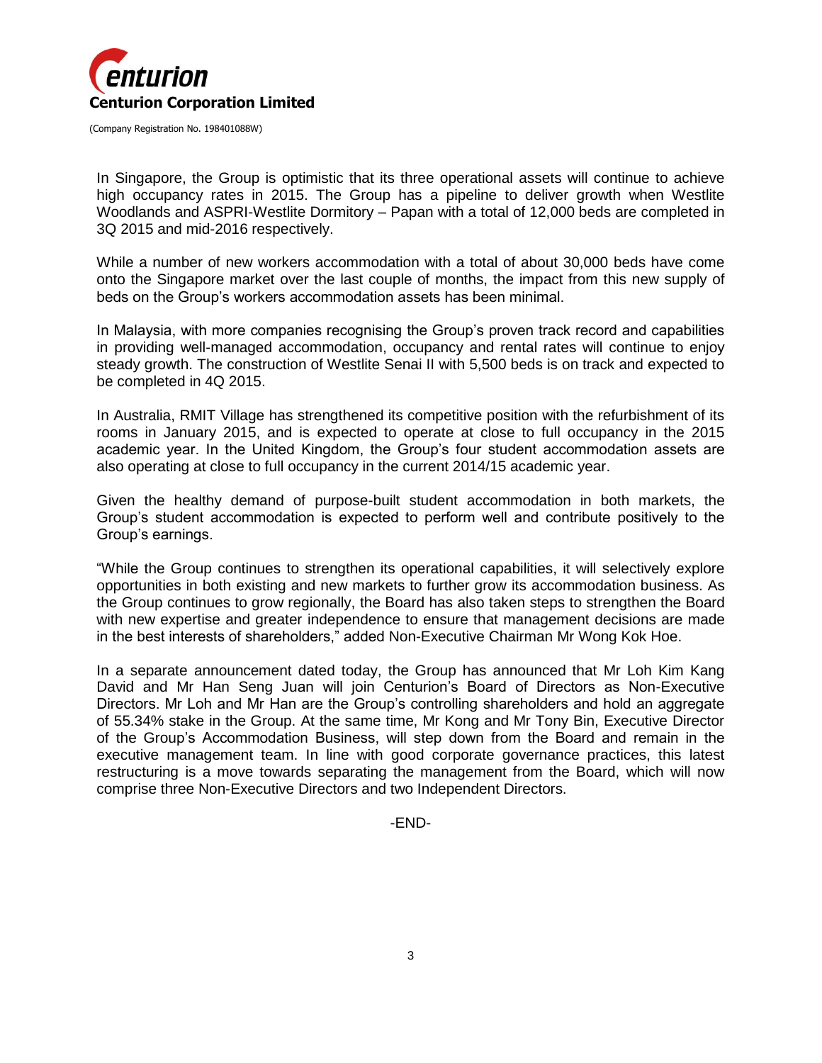In Singapore, the Group is optimistic that its three operational assets will continue to achieve high occupancy rates in 2015. The Group has a pipeline to deliver growth when Westlite Woodlands and ASPRI-Westlite Dormitory – Papan with a total of 12,000 beds are completed in 3Q 2015 and mid-2016 respectively.

While a number of new workers accommodation with a total of about 30,000 beds have come onto the Singapore market over the last couple of months, the impact from this new supply of beds on the Group's workers accommodation assets has been minimal.

In Malaysia, with more companies recognising the Group's proven track record and capabilities in providing well-managed accommodation, occupancy and rental rates will continue to enjoy steady growth. The construction of Westlite Senai II with 5,500 beds is on track and expected to be completed in 4Q 2015.

In Australia, RMIT Village has strengthened its competitive position with the refurbishment of its rooms in January 2015, and is expected to operate at close to full occupancy in the 2015 academic year. In the United Kingdom, the Group's four student accommodation assets are also operating at close to full occupancy in the current 2014/15 academic year.

Given the healthy demand of purpose-built student accommodation in both markets, the Group's student accommodation is expected to perform well and contribute positively to the Group's earnings.

"While the Group continues to strengthen its operational capabilities, it will selectively explore opportunities in both existing and new markets to further grow its accommodation business. As the Group continues to grow regionally, the Board has also taken steps to strengthen the Board with new expertise and greater independence to ensure that management decisions are made in the best interests of shareholders," added Non-Executive Chairman Mr Wong Kok Hoe.

In a separate announcement dated today, the Group has announced that Mr Loh Kim Kang David and Mr Han Seng Juan will join Centurion's Board of Directors as Non-Executive Directors. Mr Loh and Mr Han are the Group's controlling shareholders and hold an aggregate of 55.34% stake in the Group. At the same time, Mr Kong and Mr Tony Bin, Executive Director of the Group's Accommodation Business, will step down from the Board and remain in the executive management team. In line with good corporate governance practices, this latest restructuring is a move towards separating the management from the Board, which will now comprise three Non-Executive Directors and two Independent Directors.

-END-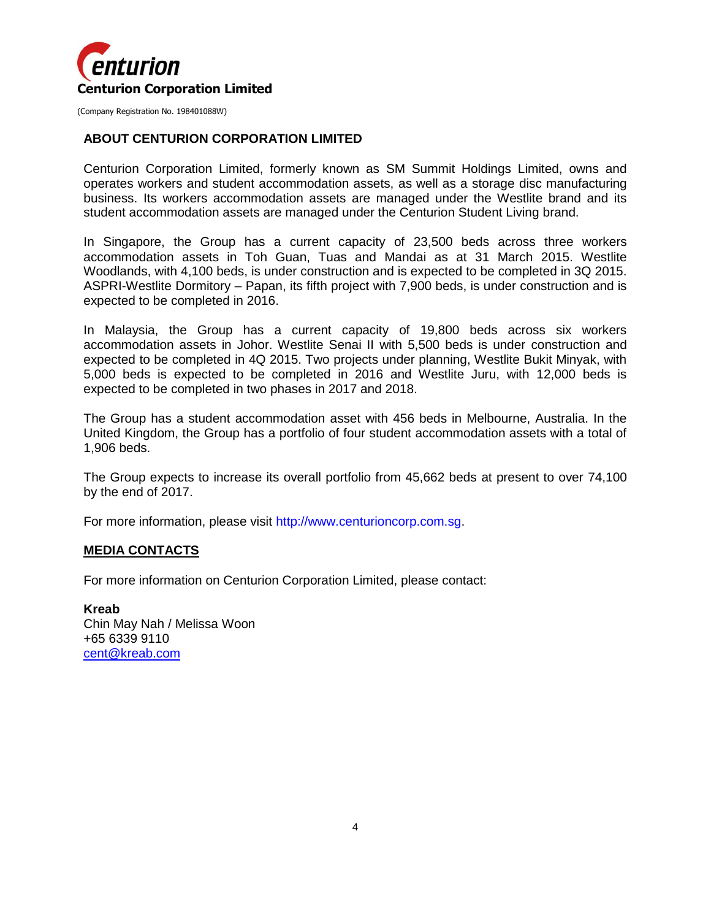**Centurion Corporation Limited**

(Company Registration No. 198401088W)

## ABOUT CENTURION CORPORATION LIMITED

Centurion Corporation Limited, formerly known as SM Summit Holdings Limited, owns and operates workers and student accommodation assets, as well as a storage disc manufacturing business. Its workers accommodation assets are managed under the Westlite brand and its student accommodation assets are managed under the Centurion Student Living brand.

In Singapore, the Group has a current capacity of 23,500 beds across three workers accommodation assets in Toh Guan, Tuas and Mandai as at 31 March 2015. Westlite Woodlands, with 4,100 beds, is under construction and is expected to be completed in 3Q 2015. ASPRI-Westlite Dormitory – Papan, its fifth project with 7,900 beds, is under construction and is expected to be completed in 2016.

In Malaysia, the Group has a current capacity of 19,800 beds across six workers accommodation assets in Johor. Westlite Senai II with 5,500 beds is under construction and expected to be completed in 4Q 2015. Two projects under planning, Westlite Bukit Minyak, with 5,000 beds is expected to be completed in 2016 and Westlite Juru, with 12,000 beds is expected to be completed in two phases in 2017 and 2018.

The Group has a student accommodation asset with 456 beds in Melbourne, Australia. In the United Kingdom, the Group has a portfolio of four student accommodation assets with a total of 1,906 beds.

The Group expects to increase its overall portfolio from 45,662 beds at present to over 74,100 by the end of 2017.

For more information, please visit http://www.centurioncorp.com.sg.

## MEDIA CONTACTS

For more information on Centurion Corporation Limited, please contact:

**Kreab**
Chin May Nah / Melissa Woon
+65 6339 9110
cent@kreab.com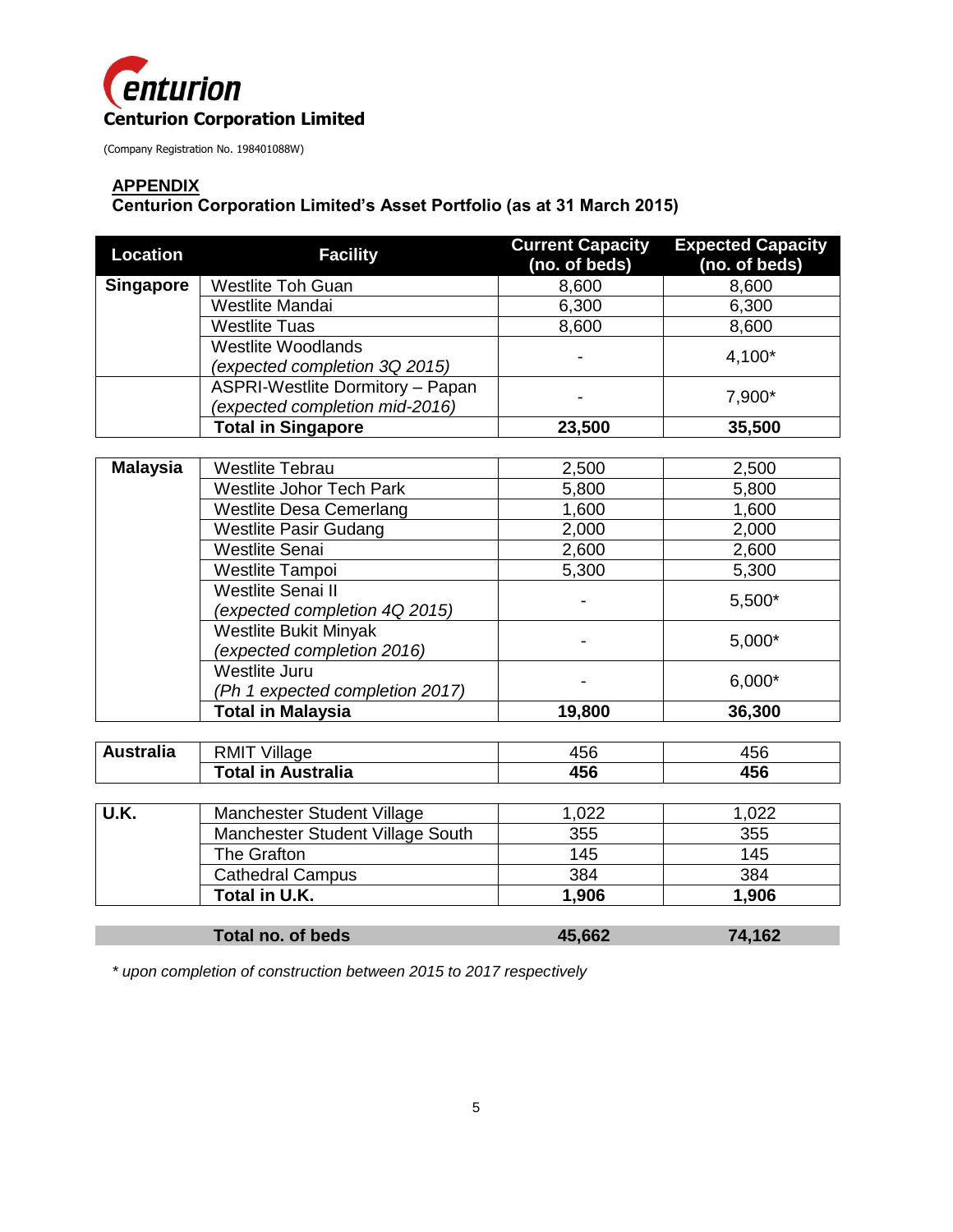**Centurion Corporation Limited**

(Company Registration No. 198401088W)

## APPENDIX

**Centurion Corporation Limited's Asset Portfolio (as at 31 March 2015)**

| Location | Facility | Current Capacity (no. of beds) | Expected Capacity (no. of beds) |
|---|---|---|---|
| **Singapore** | Westlite Toh Guan | 8,600 | 8,600 |
| | Westlite Mandai | 6,300 | 6,300 |
| | Westlite Tuas | 8,600 | 8,600 |
| | Westlite Woodlands *(expected completion 3Q 2015)* | - | 4,100* |
| | ASPRI-Westlite Dormitory – Papan *(expected completion mid-2016)* | - | 7,900* |
| | **Total in Singapore** | **23,500** | **35,500** |
| **Malaysia** | Westlite Tebrau | 2,500 | 2,500 |
| | Westlite Johor Tech Park | 5,800 | 5,800 |
| | Westlite Desa Cemerlang | 1,600 | 1,600 |
| | Westlite Pasir Gudang | 2,000 | 2,000 |
| | Westlite Senai | 2,600 | 2,600 |
| | Westlite Tampoi | 5,300 | 5,300 |
| | Westlite Senai II *(expected completion 4Q 2015)* | - | 5,500* |
| | Westlite Bukit Minyak *(expected completion 2016)* | - | 5,000* |
| | Westlite Juru *(Ph 1 expected completion 2017)* | - | 6,000* |
| | **Total in Malaysia** | **19,800** | **36,300** |
| **Australia** | RMIT Village | 456 | 456 |
| | **Total in Australia** | **456** | **456** |
| **U.K.** | Manchester Student Village | 1,022 | 1,022 |
| | Manchester Student Village South | 355 | 355 |
| | The Grafton | 145 | 145 |
| | Cathedral Campus | 384 | 384 |
| | **Total in U.K.** | **1,906** | **1,906** |
| | **Total no. of beds** | **45,662** | **74,162** |

*\* upon completion of construction between 2015 to 2017 respectively*